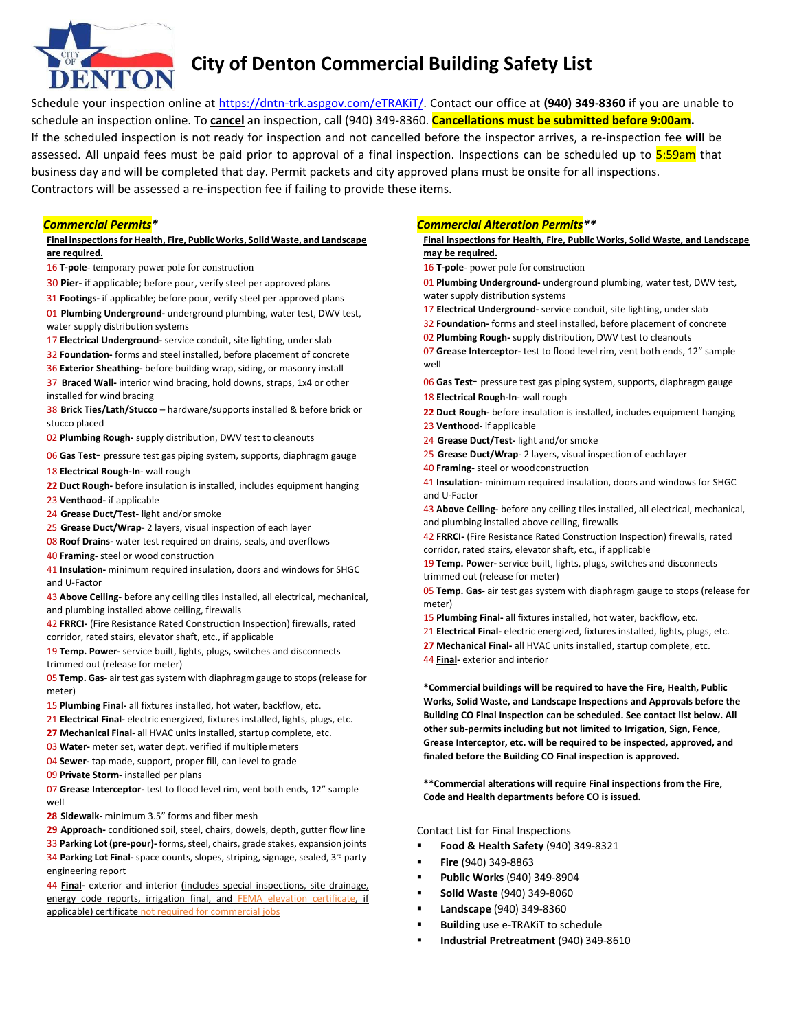# City of Denton Commercial Building Safety List

Schedule your inspection online at https://dntn-trk.aspgov.com/eTRAKiT/. Contact our office at **(940) 349-8360** if you are unable to schedule an inspection online. To **cancel** an inspection, call (940) 349-8360. **Cancellations must be submitted before 9:00am.** If the scheduled inspection is not ready for inspection and not cancelled before the inspector arrives, a re-inspection fee **will** be assessed. All unpaid fees must be paid prior to approval of a final inspection. Inspections can be scheduled up to 5:59am that business day and will be completed that day. Permit packets and city approved plans must be onsite for all inspections. Contractors will be assessed a re-inspection fee if failing to provide these items.

## *Commercial Permits**

**Final inspections for Health, Fire, Public Works, Solid Waste, and Landscape are required.**

16 **T-pole**- temporary power pole for construction
30 **Pier-** if applicable; before pour, verify steel per approved plans
31 **Footings-** if applicable; before pour, verify steel per approved plans
01 **Plumbing Underground-** underground plumbing, water test, DWV test, water supply distribution systems
17 **Electrical Underground-** service conduit, site lighting, under slab
32 **Foundation-** forms and steel installed, before placement of concrete
36 **Exterior Sheathing-** before building wrap, siding, or masonry install
37 **Braced Wall-** interior wind bracing, hold downs, straps, 1x4 or other installed for wind bracing
38 **Brick Ties/Lath/Stucco** – hardware/supports installed & before brick or stucco placed
02 **Plumbing Rough-** supply distribution, DWV test to cleanouts
06 **Gas Test-** pressure test gas piping system, supports, diaphragm gauge
18 **Electrical Rough-In**- wall rough
22 **Duct Rough-** before insulation is installed, includes equipment hanging
23 **Venthood-** if applicable
24 **Grease Duct/Test-** light and/or smoke
25 **Grease Duct/Wrap**- 2 layers, visual inspection of each layer
08 **Roof Drains-** water test required on drains, seals, and overflows
40 **Framing-** steel or wood construction
41 **Insulation-** minimum required insulation, doors and windows for SHGC and U-Factor
43 **Above Ceiling-** before any ceiling tiles installed, all electrical, mechanical, and plumbing installed above ceiling, firewalls
42 **FRRCI-** (Fire Resistance Rated Construction Inspection) firewalls, rated corridor, rated stairs, elevator shaft, etc., if applicable
19 **Temp. Power-** service built, lights, plugs, switches and disconnects trimmed out (release for meter)
05 **Temp. Gas-** air test gas system with diaphragm gauge to stops (release for meter)
15 **Plumbing Final-** all fixtures installed, hot water, backflow, etc.
21 **Electrical Final-** electric energized, fixtures installed, lights, plugs, etc.
27 **Mechanical Final-** all HVAC units installed, startup complete, etc.
03 **Water-** meter set, water dept. verified if multiple meters
04 **Sewer-** tap made, support, proper fill, can level to grade
09 **Private Storm-** installed per plans
07 **Grease Interceptor-** test to flood level rim, vent both ends, 12" sample well
28 **Sidewalk-** minimum 3.5" forms and fiber mesh
29 **Approach-** conditioned soil, steel, chairs, dowels, depth, gutter flow line
33 **Parking Lot (pre-pour)-** forms, steel, chairs, grade stakes, expansion joints
34 **Parking Lot Final-** space counts, slopes, striping, signage, sealed, 3rd party engineering report
44 **Final**- exterior and interior (includes special inspections, site drainage, energy code reports, irrigation final, and FEMA elevation certificate, if applicable) certificate not required for commercial jobs

## *Commercial Alteration Permits***

**Final inspections for Health, Fire, Public Works, Solid Waste, and Landscape may be required.**

16 **T-pole**- power pole for construction
01 **Plumbing Underground-** underground plumbing, water test, DWV test, water supply distribution systems
17 **Electrical Underground-** service conduit, site lighting, under slab
32 **Foundation-** forms and steel installed, before placement of concrete
02 **Plumbing Rough-** supply distribution, DWV test to cleanouts
07 **Grease Interceptor-** test to flood level rim, vent both ends, 12" sample well
06 **Gas Test-** pressure test gas piping system, supports, diaphragm gauge
18 **Electrical Rough-In**- wall rough
22 **Duct Rough-** before insulation is installed, includes equipment hanging
23 **Venthood-** if applicable
24 **Grease Duct/Test-** light and/or smoke
25 **Grease Duct/Wrap**- 2 layers, visual inspection of each layer
40 **Framing-** steel or wood construction
41 **Insulation-** minimum required insulation, doors and windows for SHGC and U-Factor
43 **Above Ceiling-** before any ceiling tiles installed, all electrical, mechanical, and plumbing installed above ceiling, firewalls
42 **FRRCI-** (Fire Resistance Rated Construction Inspection) firewalls, rated corridor, rated stairs, elevator shaft, etc., if applicable
19 **Temp. Power-** service built, lights, plugs, switches and disconnects trimmed out (release for meter)
05 **Temp. Gas-** air test gas system with diaphragm gauge to stops (release for meter)
15 **Plumbing Final-** all fixtures installed, hot water, backflow, etc.
21 **Electrical Final-** electric energized, fixtures installed, lights, plugs, etc.
27 **Mechanical Final-** all HVAC units installed, startup complete, etc.
44 **Final**- exterior and interior

**\*Commercial buildings will be required to have the Fire, Health, Public Works, Solid Waste, and Landscape Inspections and Approvals before the Building CO Final Inspection can be scheduled. See contact list below. All other sub-permits including but not limited to Irrigation, Sign, Fence, Grease Interceptor, etc. will be required to be inspected, approved, and finaled before the Building CO Final inspection is approved.**

**\*\*Commercial alterations will require Final inspections from the Fire, Code and Health departments before CO is issued.**

Contact List for Final Inspections

- **Food & Health Safety** (940) 349-8321
- **Fire** (940) 349-8863
- **Public Works** (940) 349-8904
- **Solid Waste** (940) 349-8060
- **Landscape** (940) 349-8360
- **Building** use e-TRAKiT to schedule
- **Industrial Pretreatment** (940) 349-8610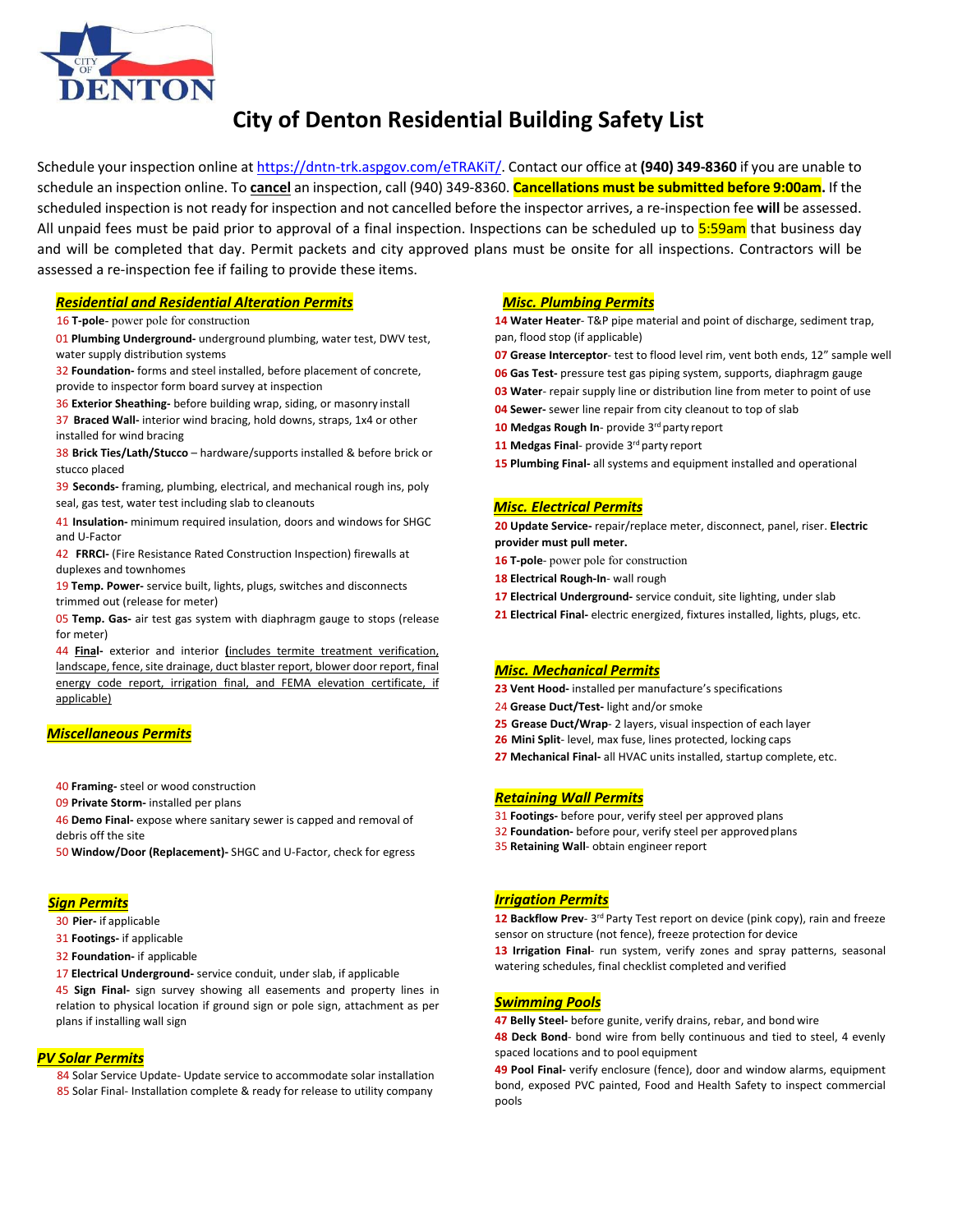CITY OF DENTON

# City of Denton Residential Building Safety List

Schedule your inspection online at https://dntn-trk.aspgov.com/eTRAKiT/. Contact our office at **(940) 349-8360** if you are unable to schedule an inspection online. To **cancel** an inspection, call (940) 349-8360. **Cancellations must be submitted before 9:00am.** If the scheduled inspection is not ready for inspection and not cancelled before the inspector arrives, a re-inspection fee **will** be assessed. All unpaid fees must be paid prior to approval of a final inspection. Inspections can be scheduled up to 5:59am that business day and will be completed that day. Permit packets and city approved plans must be onsite for all inspections. Contractors will be assessed a re-inspection fee if failing to provide these items.

## *Residential and Residential Alteration Permits*

16 **T-pole**- power pole for construction

01 **Plumbing Underground-** underground plumbing, water test, DWV test, water supply distribution systems

32 **Foundation-** forms and steel installed, before placement of concrete, provide to inspector form board survey at inspection

36 **Exterior Sheathing-** before building wrap, siding, or masonry install

37 **Braced Wall-** interior wind bracing, hold downs, straps, 1x4 or other installed for wind bracing

38 **Brick Ties/Lath/Stucco** – hardware/supports installed & before brick or stucco placed

39 **Seconds-** framing, plumbing, electrical, and mechanical rough ins, poly seal, gas test, water test including slab to cleanouts

41 **Insulation-** minimum required insulation, doors and windows for SHGC and U-Factor

42 **FRRCI-** (Fire Resistance Rated Construction Inspection) firewalls at duplexes and townhomes

19 **Temp. Power-** service built, lights, plugs, switches and disconnects trimmed out (release for meter)

05 **Temp. Gas-** air test gas system with diaphragm gauge to stops (release for meter)

44 **Final-** exterior and interior **(**includes termite treatment verification, landscape, fence, site drainage, duct blaster report, blower door report, final energy code report, irrigation final, and FEMA elevation certificate, if applicable)

## *Miscellaneous Permits*

40 **Framing-** steel or wood construction

09 **Private Storm-** installed per plans

46 **Demo Final-** expose where sanitary sewer is capped and removal of debris off the site

50 **Window/Door (Replacement)-** SHGC and U-Factor, check for egress

## *Sign Permits*

30 **Pier-** if applicable

31 **Footings-** if applicable

32 **Foundation-** if applicable

17 **Electrical Underground-** service conduit, under slab, if applicable

45 **Sign Final-** sign survey showing all easements and property lines in relation to physical location if ground sign or pole sign, attachment as per plans if installing wall sign

## *PV Solar Permits*

84 Solar Service Update- Update service to accommodate solar installation

85 Solar Final- Installation complete & ready for release to utility company

## *Misc. Plumbing Permits*

14 **Water Heater**- T&P pipe material and point of discharge, sediment trap, pan, flood stop (if applicable)

07 **Grease Interceptor**- test to flood level rim, vent both ends, 12" sample well

06 **Gas Test**- pressure test gas piping system, supports, diaphragm gauge

03 **Water**- repair supply line or distribution line from meter to point of use

04 **Sewer-** sewer line repair from city cleanout to top of slab

10 **Medgas Rough In**- provide 3rd party report

11 **Medgas Final**- provide 3rd party report

15 **Plumbing Final-** all systems and equipment installed and operational

## *Misc. Electrical Permits*

20 **Update Service**- repair/replace meter, disconnect, panel, riser. **Electric provider must pull meter.**

16 **T-pole**- power pole for construction

18 **Electrical Rough-In**- wall rough

17 **Electrical Underground**- service conduit, site lighting, under slab

21 **Electrical Final-** electric energized, fixtures installed, lights, plugs, etc.

## *Misc. Mechanical Permits*

23 **Vent Hood-** installed per manufacture's specifications

24 **Grease Duct/Test-** light and/or smoke

25 **Grease Duct/Wrap**- 2 layers, visual inspection of each layer

26 **Mini Split**- level, max fuse, lines protected, locking caps

27 **Mechanical Final-** all HVAC units installed, startup complete, etc.

## *Retaining Wall Permits*

31 **Footings-** before pour, verify steel per approved plans

32 **Foundation-** before pour, verify steel per approved plans

35 **Retaining Wall**- obtain engineer report

## *Irrigation Permits*

12 **Backflow Prev**- 3rd Party Test report on device (pink copy), rain and freeze sensor on structure (not fence), freeze protection for device

13 **Irrigation Final**- run system, verify zones and spray patterns, seasonal watering schedules, final checklist completed and verified

## *Swimming Pools*

47 **Belly Steel-** before gunite, verify drains, rebar, and bond wire

48 **Deck Bond**- bond wire from belly continuous and tied to steel, 4 evenly spaced locations and to pool equipment

49 **Pool Final-** verify enclosure (fence), door and window alarms, equipment bond, exposed PVC painted, Food and Health Safety to inspect commercial pools